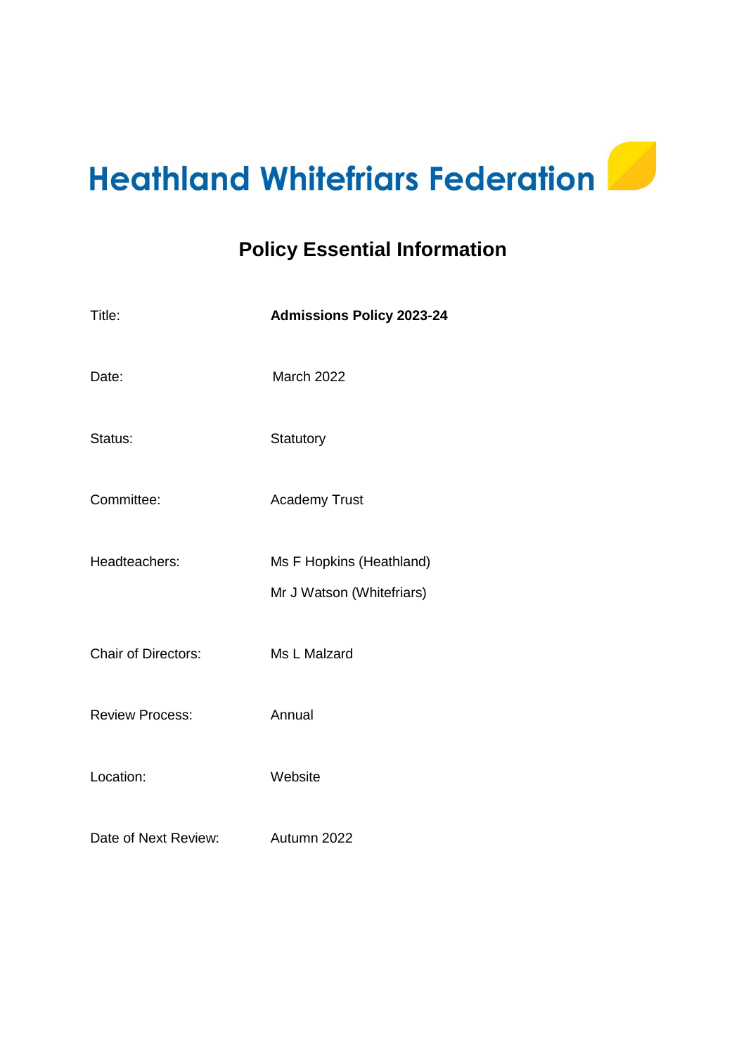# Heathland Whitefriars Federation

## Policy Essential Information

| | |
|---|---|
| Title: | **Admissions Policy 2023-24** |
| Date: | March 2022 |
| Status: | Statutory |
| Committee: | Academy Trust |
| Headteachers: | Ms F Hopkins (Heathland)<br>Mr J Watson (Whitefriars) |
| Chair of Directors: | Ms L Malzard |
| Review Process: | Annual |
| Location: | Website |
| Date of Next Review: | Autumn 2022 |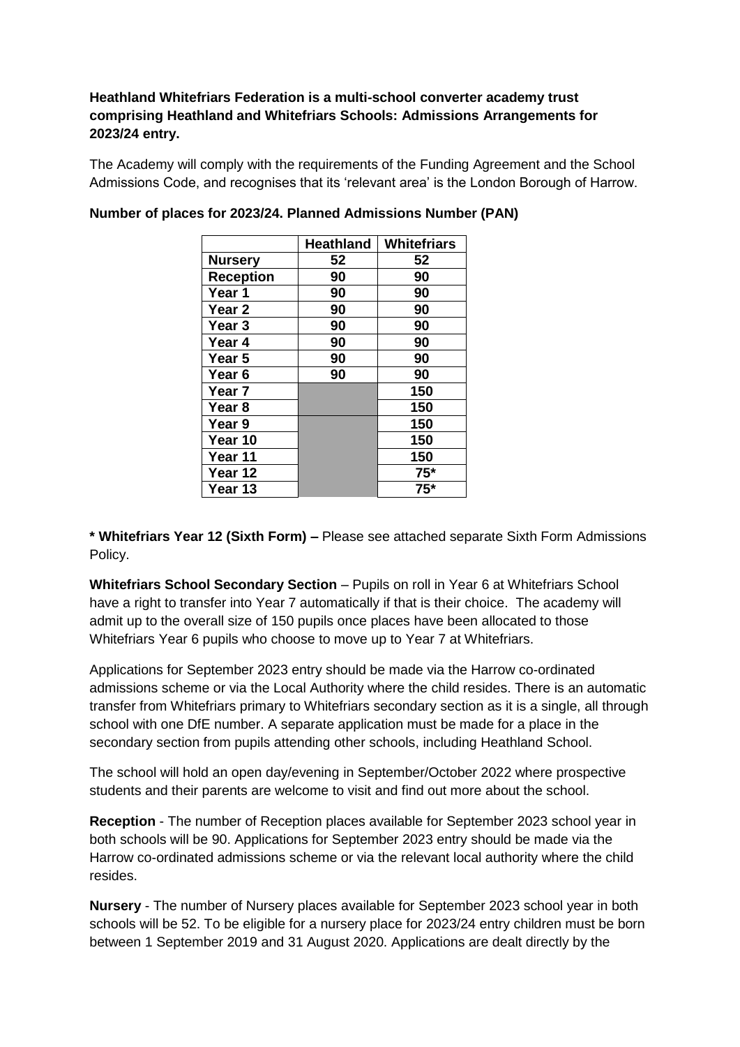**Heathland Whitefriars Federation is a multi-school converter academy trust comprising Heathland and Whitefriars Schools: Admissions Arrangements for 2023/24 entry.**

The Academy will comply with the requirements of the Funding Agreement and the School Admissions Code, and recognises that its 'relevant area' is the London Borough of Harrow.

**Number of places for 2023/24. Planned Admissions Number (PAN)**

| | Heathland | Whitefriars |
|---|---|---|
| **Nursery** | 52 | 52 |
| **Reception** | 90 | 90 |
| **Year 1** | 90 | 90 |
| **Year 2** | 90 | 90 |
| **Year 3** | 90 | 90 |
| **Year 4** | 90 | 90 |
| **Year 5** | 90 | 90 |
| **Year 6** | 90 | 90 |
| **Year 7** | | 150 |
| **Year 8** | | 150 |
| **Year 9** | | 150 |
| **Year 10** | | 150 |
| **Year 11** | | 150 |
| **Year 12** | | 75* |
| **Year 13** | | 75* |

**\* Whitefriars Year 12 (Sixth Form) –** Please see attached separate Sixth Form Admissions Policy.

**Whitefriars School Secondary Section** – Pupils on roll in Year 6 at Whitefriars School have a right to transfer into Year 7 automatically if that is their choice. The academy will admit up to the overall size of 150 pupils once places have been allocated to those Whitefriars Year 6 pupils who choose to move up to Year 7 at Whitefriars.

Applications for September 2023 entry should be made via the Harrow co-ordinated admissions scheme or via the Local Authority where the child resides. There is an automatic transfer from Whitefriars primary to Whitefriars secondary section as it is a single, all through school with one DfE number. A separate application must be made for a place in the secondary section from pupils attending other schools, including Heathland School.

The school will hold an open day/evening in September/October 2022 where prospective students and their parents are welcome to visit and find out more about the school.

**Reception** - The number of Reception places available for September 2023 school year in both schools will be 90. Applications for September 2023 entry should be made via the Harrow co-ordinated admissions scheme or via the relevant local authority where the child resides.

**Nursery** - The number of Nursery places available for September 2023 school year in both schools will be 52. To be eligible for a nursery place for 2023/24 entry children must be born between 1 September 2019 and 31 August 2020. Applications are dealt directly by the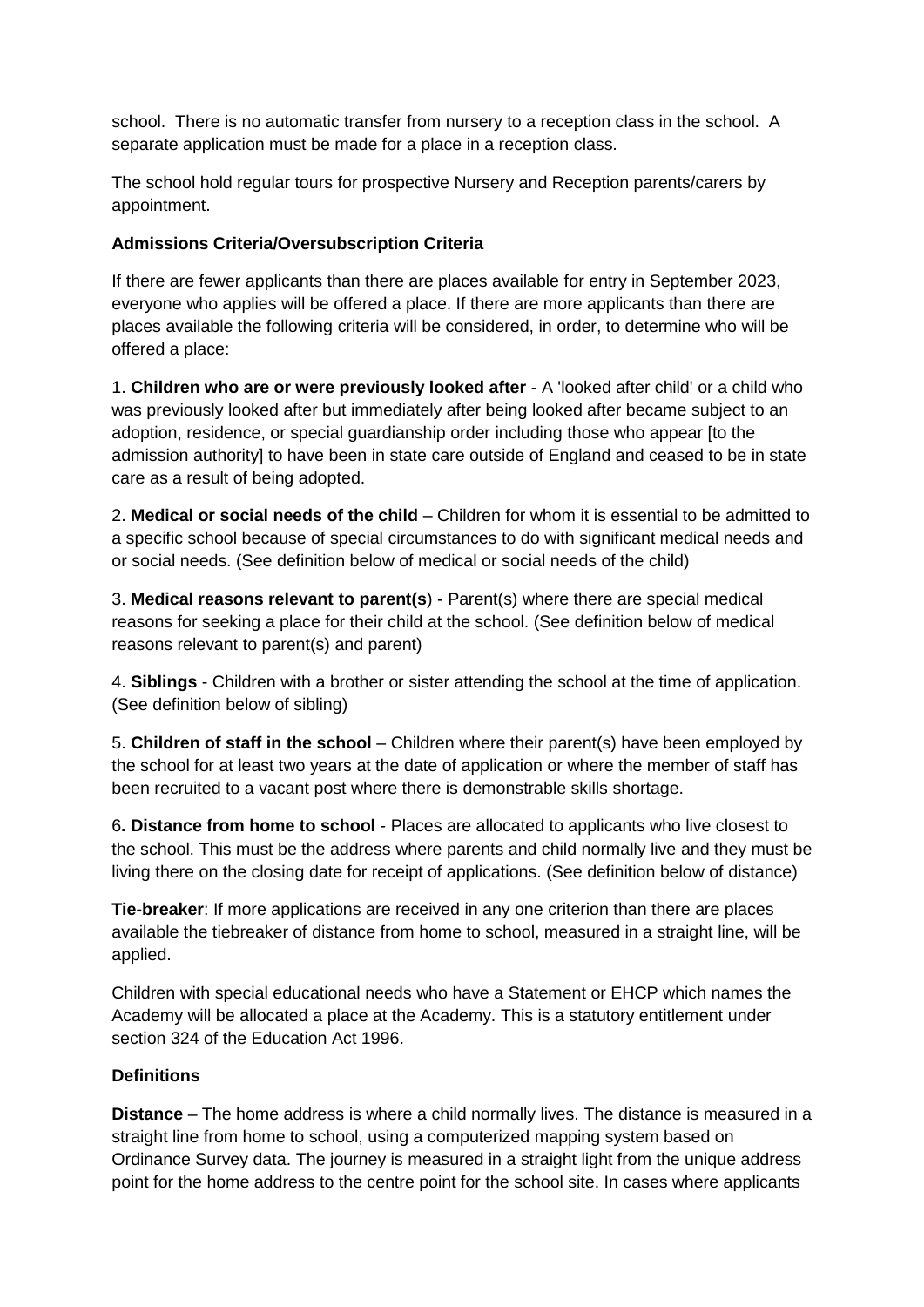school. There is no automatic transfer from nursery to a reception class in the school. A separate application must be made for a place in a reception class.

The school hold regular tours for prospective Nursery and Reception parents/carers by appointment.

**Admissions Criteria/Oversubscription Criteria**

If there are fewer applicants than there are places available for entry in September 2023, everyone who applies will be offered a place. If there are more applicants than there are places available the following criteria will be considered, in order, to determine who will be offered a place:

1. **Children who are or were previously looked after** - A 'looked after child' or a child who was previously looked after but immediately after being looked after became subject to an adoption, residence, or special guardianship order including those who appear [to the admission authority] to have been in state care outside of England and ceased to be in state care as a result of being adopted.

2. **Medical or social needs of the child** – Children for whom it is essential to be admitted to a specific school because of special circumstances to do with significant medical needs and or social needs. (See definition below of medical or social needs of the child)

3. **Medical reasons relevant to parent(s**) - Parent(s) where there are special medical reasons for seeking a place for their child at the school. (See definition below of medical reasons relevant to parent(s) and parent)

4. **Siblings** - Children with a brother or sister attending the school at the time of application. (See definition below of sibling)

5. **Children of staff in the school** – Children where their parent(s) have been employed by the school for at least two years at the date of application or where the member of staff has been recruited to a vacant post where there is demonstrable skills shortage.

6**. Distance from home to school** - Places are allocated to applicants who live closest to the school. This must be the address where parents and child normally live and they must be living there on the closing date for receipt of applications. (See definition below of distance)

**Tie-breaker**: If more applications are received in any one criterion than there are places available the tiebreaker of distance from home to school, measured in a straight line, will be applied.

Children with special educational needs who have a Statement or EHCP which names the Academy will be allocated a place at the Academy. This is a statutory entitlement under section 324 of the Education Act 1996.

**Definitions**

**Distance** – The home address is where a child normally lives. The distance is measured in a straight line from home to school, using a computerized mapping system based on Ordinance Survey data. The journey is measured in a straight light from the unique address point for the home address to the centre point for the school site. In cases where applicants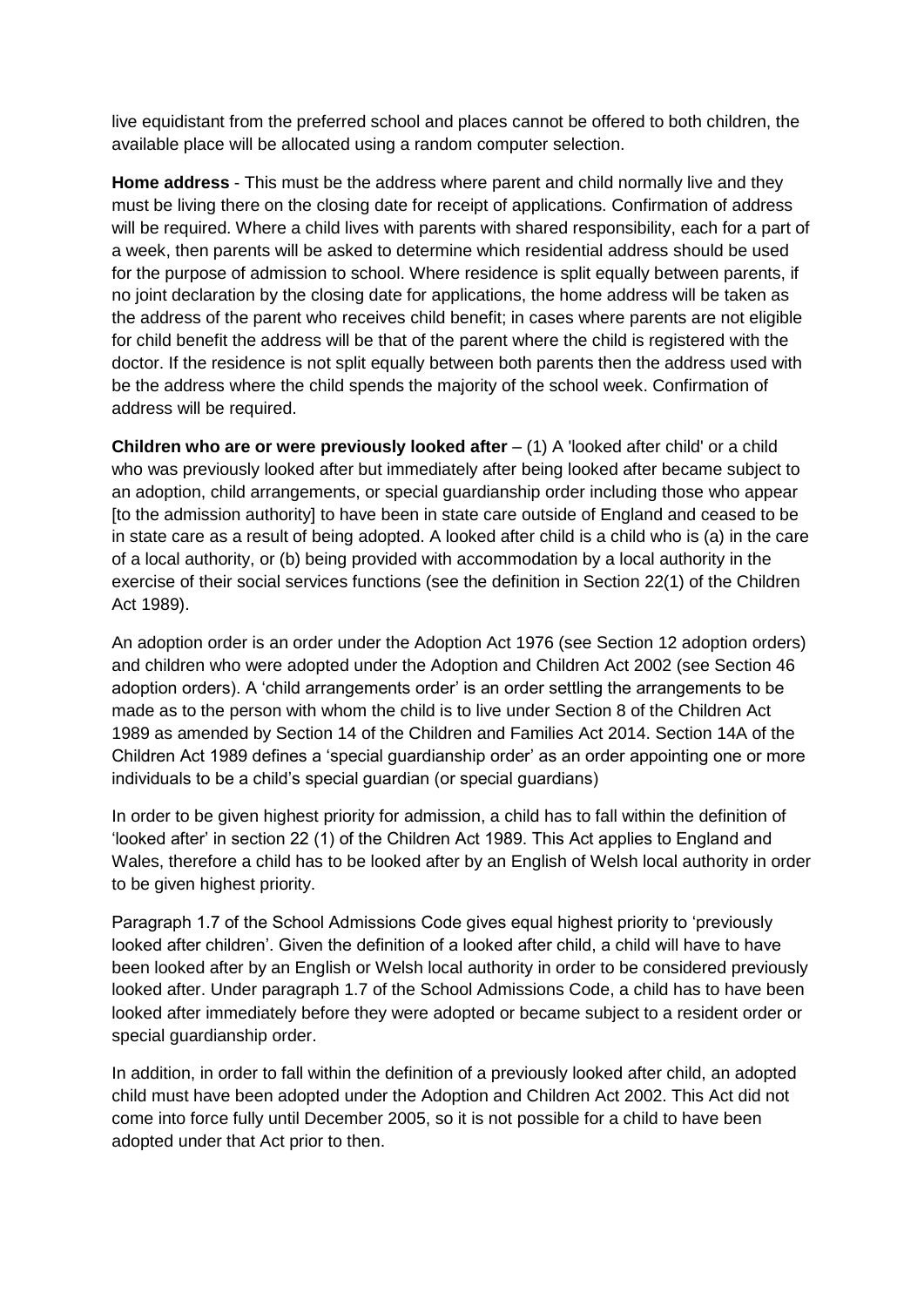live equidistant from the preferred school and places cannot be offered to both children, the available place will be allocated using a random computer selection.

**Home address** - This must be the address where parent and child normally live and they must be living there on the closing date for receipt of applications. Confirmation of address will be required. Where a child lives with parents with shared responsibility, each for a part of a week, then parents will be asked to determine which residential address should be used for the purpose of admission to school. Where residence is split equally between parents, if no joint declaration by the closing date for applications, the home address will be taken as the address of the parent who receives child benefit; in cases where parents are not eligible for child benefit the address will be that of the parent where the child is registered with the doctor. If the residence is not split equally between both parents then the address used with be the address where the child spends the majority of the school week. Confirmation of address will be required.

**Children who are or were previously looked after** – (1) A 'looked after child' or a child who was previously looked after but immediately after being looked after became subject to an adoption, child arrangements, or special guardianship order including those who appear [to the admission authority] to have been in state care outside of England and ceased to be in state care as a result of being adopted. A looked after child is a child who is (a) in the care of a local authority, or (b) being provided with accommodation by a local authority in the exercise of their social services functions (see the definition in Section 22(1) of the Children Act 1989).

An adoption order is an order under the Adoption Act 1976 (see Section 12 adoption orders) and children who were adopted under the Adoption and Children Act 2002 (see Section 46 adoption orders). A 'child arrangements order' is an order settling the arrangements to be made as to the person with whom the child is to live under Section 8 of the Children Act 1989 as amended by Section 14 of the Children and Families Act 2014. Section 14A of the Children Act 1989 defines a 'special guardianship order' as an order appointing one or more individuals to be a child's special guardian (or special guardians)

In order to be given highest priority for admission, a child has to fall within the definition of 'looked after' in section 22 (1) of the Children Act 1989. This Act applies to England and Wales, therefore a child has to be looked after by an English of Welsh local authority in order to be given highest priority.

Paragraph 1.7 of the School Admissions Code gives equal highest priority to 'previously looked after children'. Given the definition of a looked after child, a child will have to have been looked after by an English or Welsh local authority in order to be considered previously looked after. Under paragraph 1.7 of the School Admissions Code, a child has to have been looked after immediately before they were adopted or became subject to a resident order or special guardianship order.

In addition, in order to fall within the definition of a previously looked after child, an adopted child must have been adopted under the Adoption and Children Act 2002. This Act did not come into force fully until December 2005, so it is not possible for a child to have been adopted under that Act prior to then.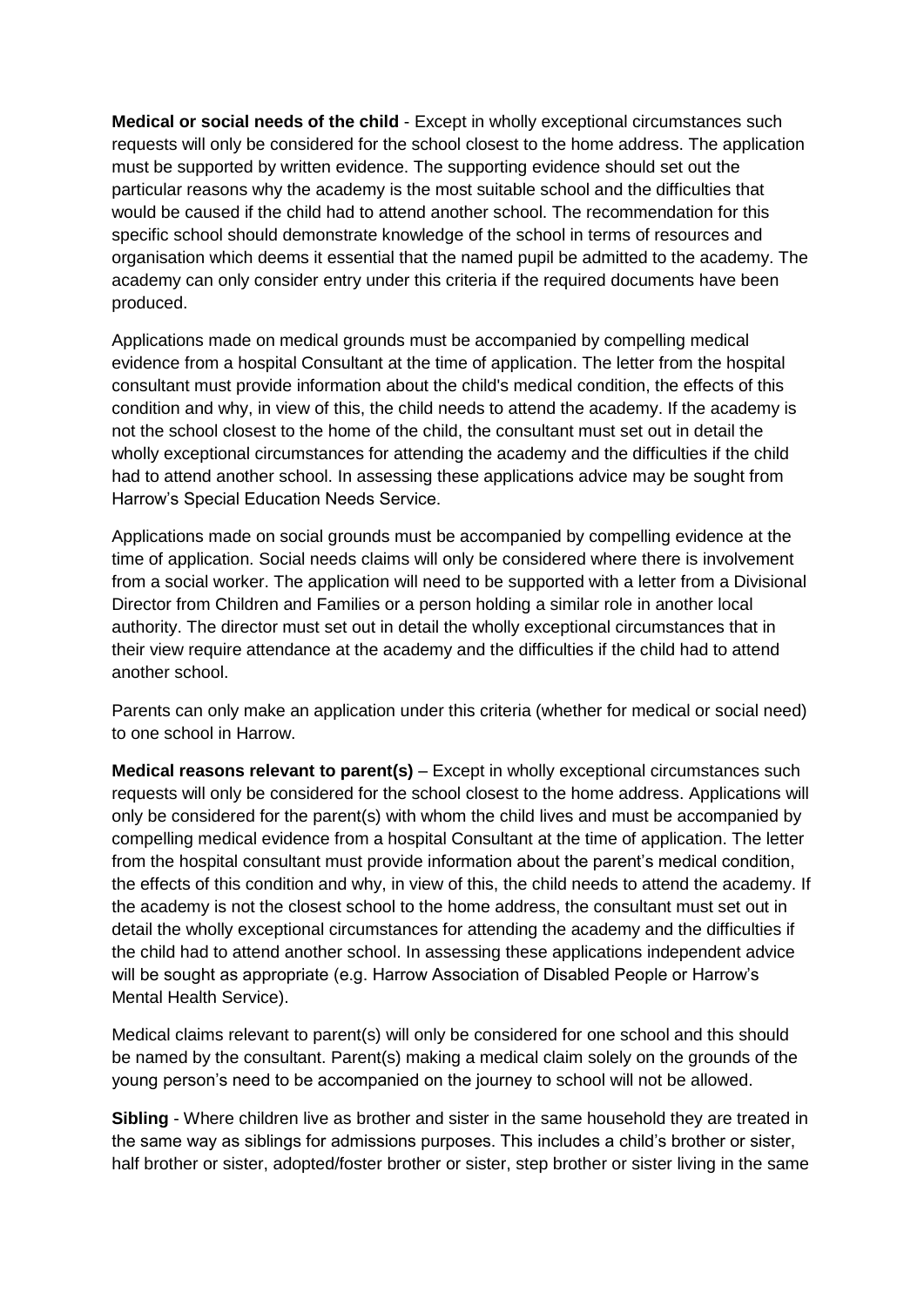**Medical or social needs of the child** - Except in wholly exceptional circumstances such requests will only be considered for the school closest to the home address. The application must be supported by written evidence. The supporting evidence should set out the particular reasons why the academy is the most suitable school and the difficulties that would be caused if the child had to attend another school. The recommendation for this specific school should demonstrate knowledge of the school in terms of resources and organisation which deems it essential that the named pupil be admitted to the academy. The academy can only consider entry under this criteria if the required documents have been produced.

Applications made on medical grounds must be accompanied by compelling medical evidence from a hospital Consultant at the time of application. The letter from the hospital consultant must provide information about the child's medical condition, the effects of this condition and why, in view of this, the child needs to attend the academy. If the academy is not the school closest to the home of the child, the consultant must set out in detail the wholly exceptional circumstances for attending the academy and the difficulties if the child had to attend another school. In assessing these applications advice may be sought from Harrow's Special Education Needs Service.

Applications made on social grounds must be accompanied by compelling evidence at the time of application. Social needs claims will only be considered where there is involvement from a social worker. The application will need to be supported with a letter from a Divisional Director from Children and Families or a person holding a similar role in another local authority. The director must set out in detail the wholly exceptional circumstances that in their view require attendance at the academy and the difficulties if the child had to attend another school.

Parents can only make an application under this criteria (whether for medical or social need) to one school in Harrow.

**Medical reasons relevant to parent(s)** – Except in wholly exceptional circumstances such requests will only be considered for the school closest to the home address. Applications will only be considered for the parent(s) with whom the child lives and must be accompanied by compelling medical evidence from a hospital Consultant at the time of application. The letter from the hospital consultant must provide information about the parent's medical condition, the effects of this condition and why, in view of this, the child needs to attend the academy. If the academy is not the closest school to the home address, the consultant must set out in detail the wholly exceptional circumstances for attending the academy and the difficulties if the child had to attend another school. In assessing these applications independent advice will be sought as appropriate (e.g. Harrow Association of Disabled People or Harrow's Mental Health Service).

Medical claims relevant to parent(s) will only be considered for one school and this should be named by the consultant. Parent(s) making a medical claim solely on the grounds of the young person's need to be accompanied on the journey to school will not be allowed.

**Sibling** - Where children live as brother and sister in the same household they are treated in the same way as siblings for admissions purposes. This includes a child's brother or sister, half brother or sister, adopted/foster brother or sister, step brother or sister living in the same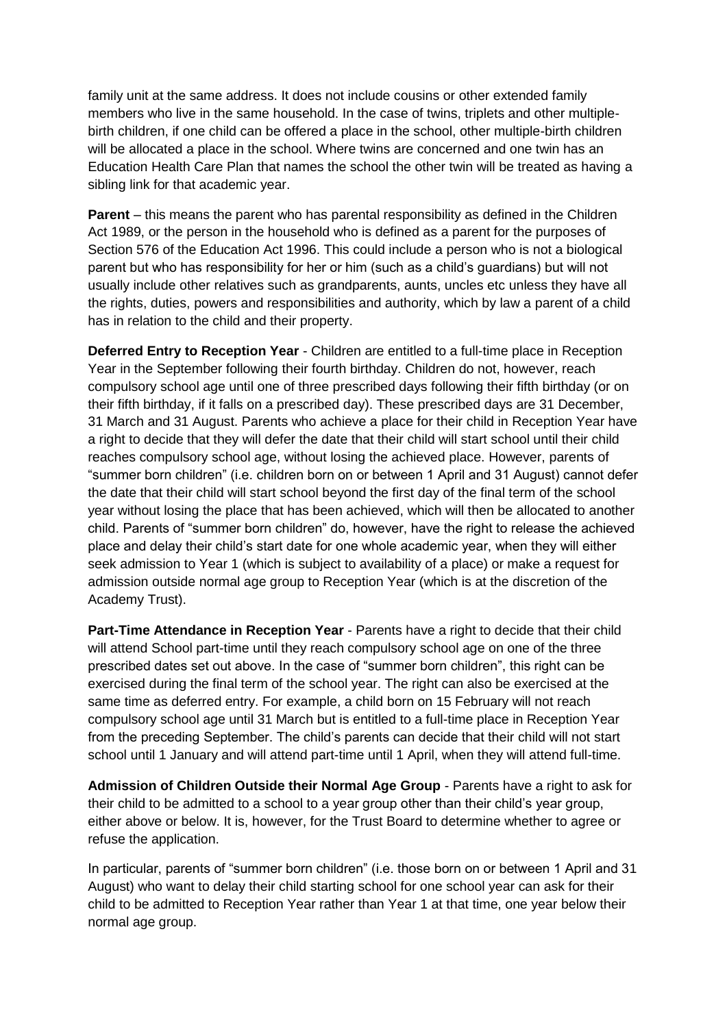family unit at the same address. It does not include cousins or other extended family members who live in the same household. In the case of twins, triplets and other multiple-birth children, if one child can be offered a place in the school, other multiple-birth children will be allocated a place in the school. Where twins are concerned and one twin has an Education Health Care Plan that names the school the other twin will be treated as having a sibling link for that academic year.

**Parent** – this means the parent who has parental responsibility as defined in the Children Act 1989, or the person in the household who is defined as a parent for the purposes of Section 576 of the Education Act 1996. This could include a person who is not a biological parent but who has responsibility for her or him (such as a child's guardians) but will not usually include other relatives such as grandparents, aunts, uncles etc unless they have all the rights, duties, powers and responsibilities and authority, which by law a parent of a child has in relation to the child and their property.

**Deferred Entry to Reception Year** - Children are entitled to a full-time place in Reception Year in the September following their fourth birthday. Children do not, however, reach compulsory school age until one of three prescribed days following their fifth birthday (or on their fifth birthday, if it falls on a prescribed day). These prescribed days are 31 December, 31 March and 31 August. Parents who achieve a place for their child in Reception Year have a right to decide that they will defer the date that their child will start school until their child reaches compulsory school age, without losing the achieved place. However, parents of "summer born children" (i.e. children born on or between 1 April and 31 August) cannot defer the date that their child will start school beyond the first day of the final term of the school year without losing the place that has been achieved, which will then be allocated to another child. Parents of "summer born children" do, however, have the right to release the achieved place and delay their child's start date for one whole academic year, when they will either seek admission to Year 1 (which is subject to availability of a place) or make a request for admission outside normal age group to Reception Year (which is at the discretion of the Academy Trust).

**Part-Time Attendance in Reception Year** - Parents have a right to decide that their child will attend School part-time until they reach compulsory school age on one of the three prescribed dates set out above. In the case of "summer born children", this right can be exercised during the final term of the school year. The right can also be exercised at the same time as deferred entry. For example, a child born on 15 February will not reach compulsory school age until 31 March but is entitled to a full-time place in Reception Year from the preceding September. The child's parents can decide that their child will not start school until 1 January and will attend part-time until 1 April, when they will attend full-time.

**Admission of Children Outside their Normal Age Group** - Parents have a right to ask for their child to be admitted to a school to a year group other than their child's year group, either above or below. It is, however, for the Trust Board to determine whether to agree or refuse the application.

In particular, parents of "summer born children" (i.e. those born on or between 1 April and 31 August) who want to delay their child starting school for one school year can ask for their child to be admitted to Reception Year rather than Year 1 at that time, one year below their normal age group.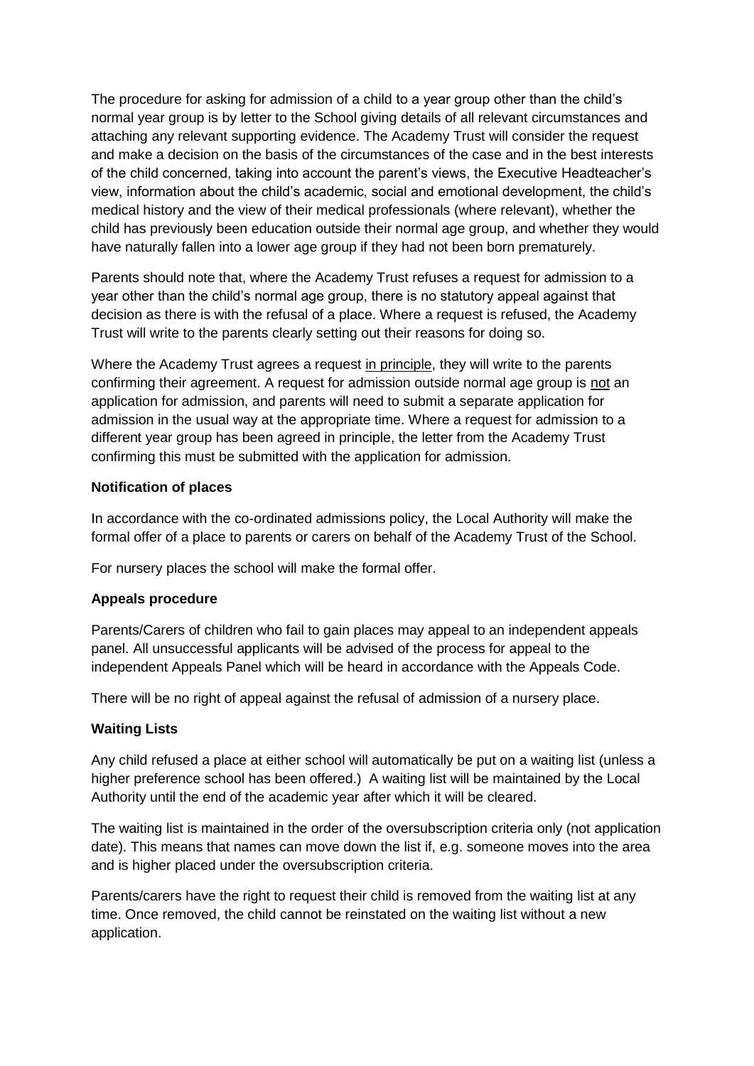The procedure for asking for admission of a child to a year group other than the child's normal year group is by letter to the School giving details of all relevant circumstances and attaching any relevant supporting evidence. The Academy Trust will consider the request and make a decision on the basis of the circumstances of the case and in the best interests of the child concerned, taking into account the parent's views, the Executive Headteacher's view, information about the child's academic, social and emotional development, the child's medical history and the view of their medical professionals (where relevant), whether the child has previously been education outside their normal age group, and whether they would have naturally fallen into a lower age group if they had not been born prematurely.

Parents should note that, where the Academy Trust refuses a request for admission to a year other than the child's normal age group, there is no statutory appeal against that decision as there is with the refusal of a place. Where a request is refused, the Academy Trust will write to the parents clearly setting out their reasons for doing so.

Where the Academy Trust agrees a request in principle, they will write to the parents confirming their agreement. A request for admission outside normal age group is not an application for admission, and parents will need to submit a separate application for admission in the usual way at the appropriate time. Where a request for admission to a different year group has been agreed in principle, the letter from the Academy Trust confirming this must be submitted with the application for admission.

**Notification of places**

In accordance with the co-ordinated admissions policy, the Local Authority will make the formal offer of a place to parents or carers on behalf of the Academy Trust of the School.

For nursery places the school will make the formal offer.

**Appeals procedure**

Parents/Carers of children who fail to gain places may appeal to an independent appeals panel. All unsuccessful applicants will be advised of the process for appeal to the independent Appeals Panel which will be heard in accordance with the Appeals Code.

There will be no right of appeal against the refusal of admission of a nursery place.

**Waiting Lists**

Any child refused a place at either school will automatically be put on a waiting list (unless a higher preference school has been offered.) A waiting list will be maintained by the Local Authority until the end of the academic year after which it will be cleared.

The waiting list is maintained in the order of the oversubscription criteria only (not application date). This means that names can move down the list if, e.g. someone moves into the area and is higher placed under the oversubscription criteria.

Parents/carers have the right to request their child is removed from the waiting list at any time. Once removed, the child cannot be reinstated on the waiting list without a new application.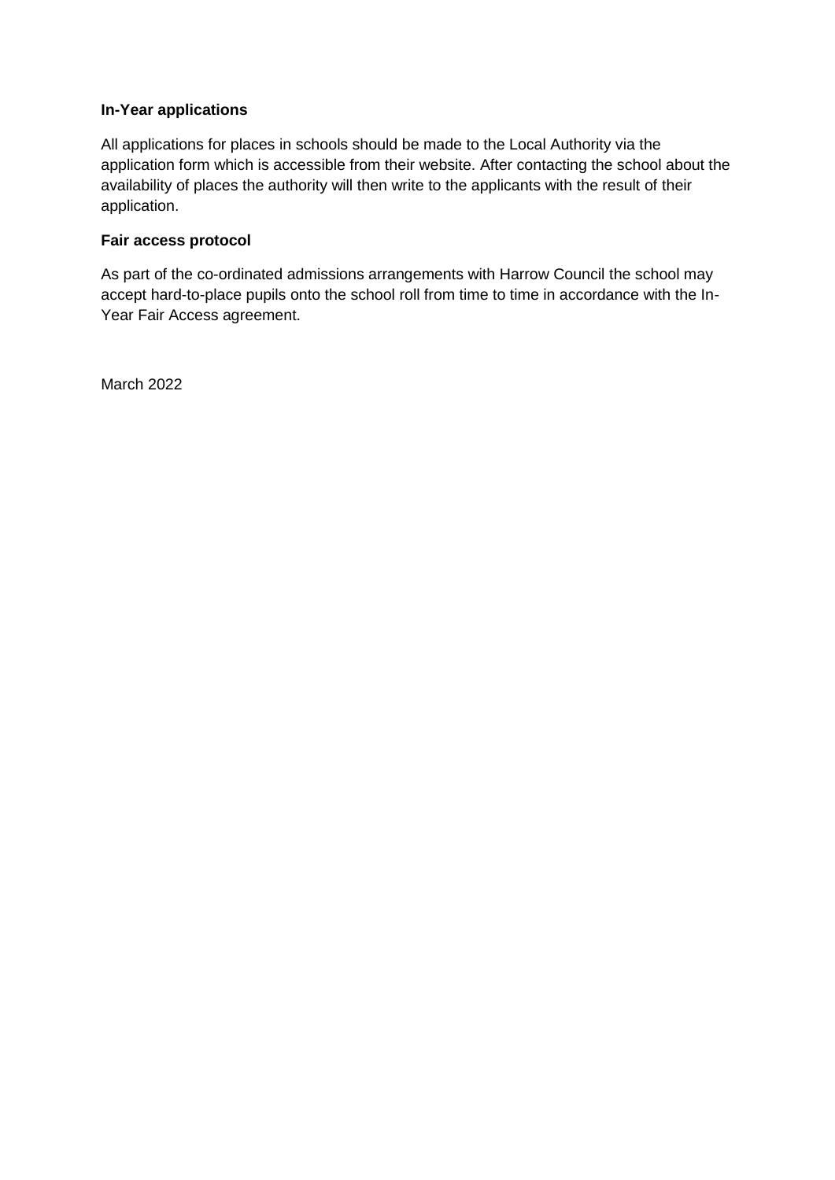**In-Year applications**

All applications for places in schools should be made to the Local Authority via the application form which is accessible from their website. After contacting the school about the availability of places the authority will then write to the applicants with the result of their application.

**Fair access protocol**

As part of the co-ordinated admissions arrangements with Harrow Council the school may accept hard-to-place pupils onto the school roll from time to time in accordance with the In-Year Fair Access agreement.

March 2022